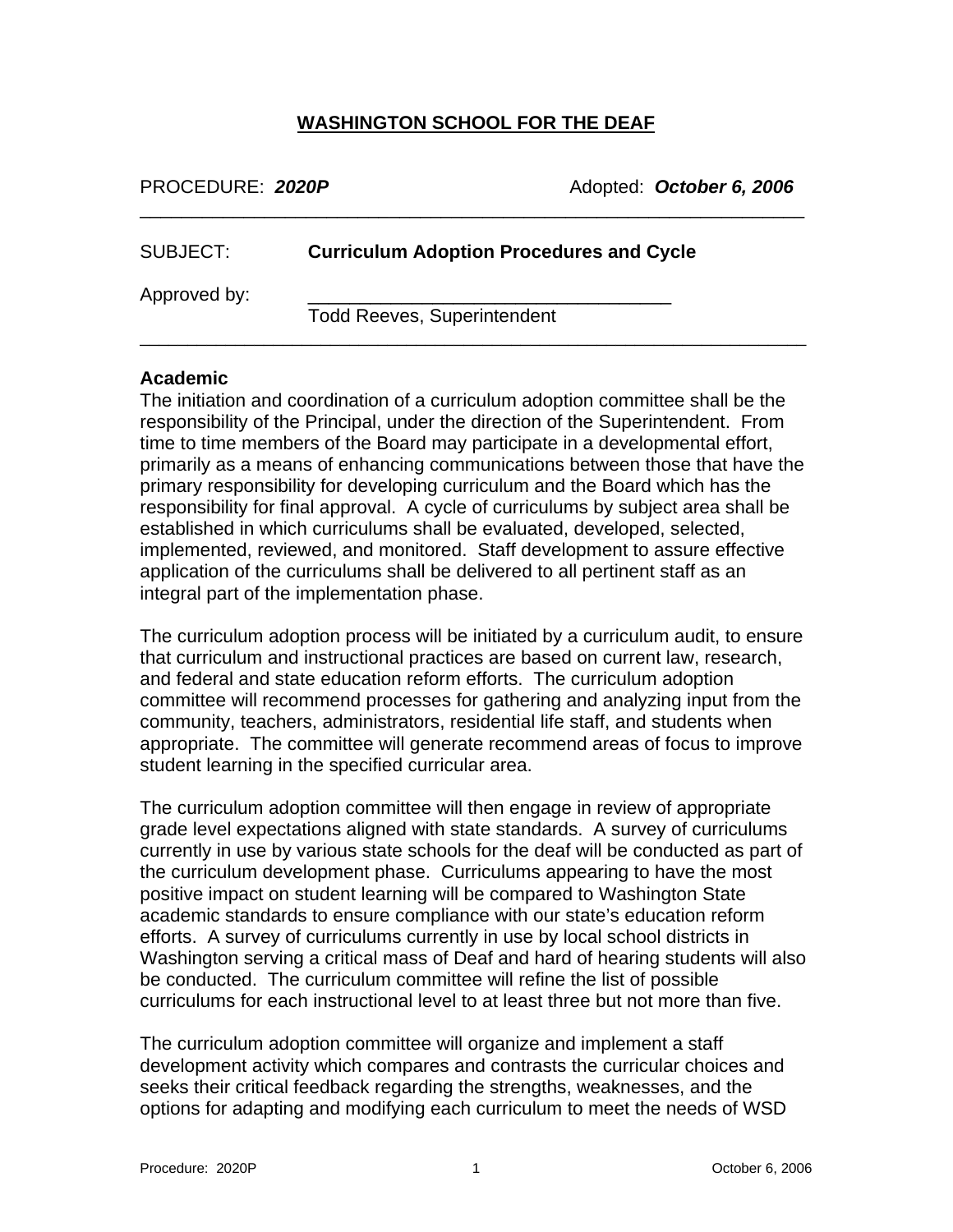**WASHINGTON SCHOOL FOR THE DEAF**

PROCEDURE: ***2020P*** Adopted: ***October 6, 2006***

---

SUBJECT: **Curriculum Adoption Procedures and Cycle**

Approved by: ___________________________________
Todd Reeves, Superintendent

---

**Academic**

The initiation and coordination of a curriculum adoption committee shall be the responsibility of the Principal, under the direction of the Superintendent. From time to time members of the Board may participate in a developmental effort, primarily as a means of enhancing communications between those that have the primary responsibility for developing curriculum and the Board which has the responsibility for final approval. A cycle of curriculums by subject area shall be established in which curriculums shall be evaluated, developed, selected, implemented, reviewed, and monitored. Staff development to assure effective application of the curriculums shall be delivered to all pertinent staff as an integral part of the implementation phase.

The curriculum adoption process will be initiated by a curriculum audit, to ensure that curriculum and instructional practices are based on current law, research, and federal and state education reform efforts. The curriculum adoption committee will recommend processes for gathering and analyzing input from the community, teachers, administrators, residential life staff, and students when appropriate. The committee will generate recommend areas of focus to improve student learning in the specified curricular area.

The curriculum adoption committee will then engage in review of appropriate grade level expectations aligned with state standards. A survey of curriculums currently in use by various state schools for the deaf will be conducted as part of the curriculum development phase. Curriculums appearing to have the most positive impact on student learning will be compared to Washington State academic standards to ensure compliance with our state's education reform efforts. A survey of curriculums currently in use by local school districts in Washington serving a critical mass of Deaf and hard of hearing students will also be conducted. The curriculum committee will refine the list of possible curriculums for each instructional level to at least three but not more than five.

The curriculum adoption committee will organize and implement a staff development activity which compares and contrasts the curricular choices and seeks their critical feedback regarding the strengths, weaknesses, and the options for adapting and modifying each curriculum to meet the needs of WSD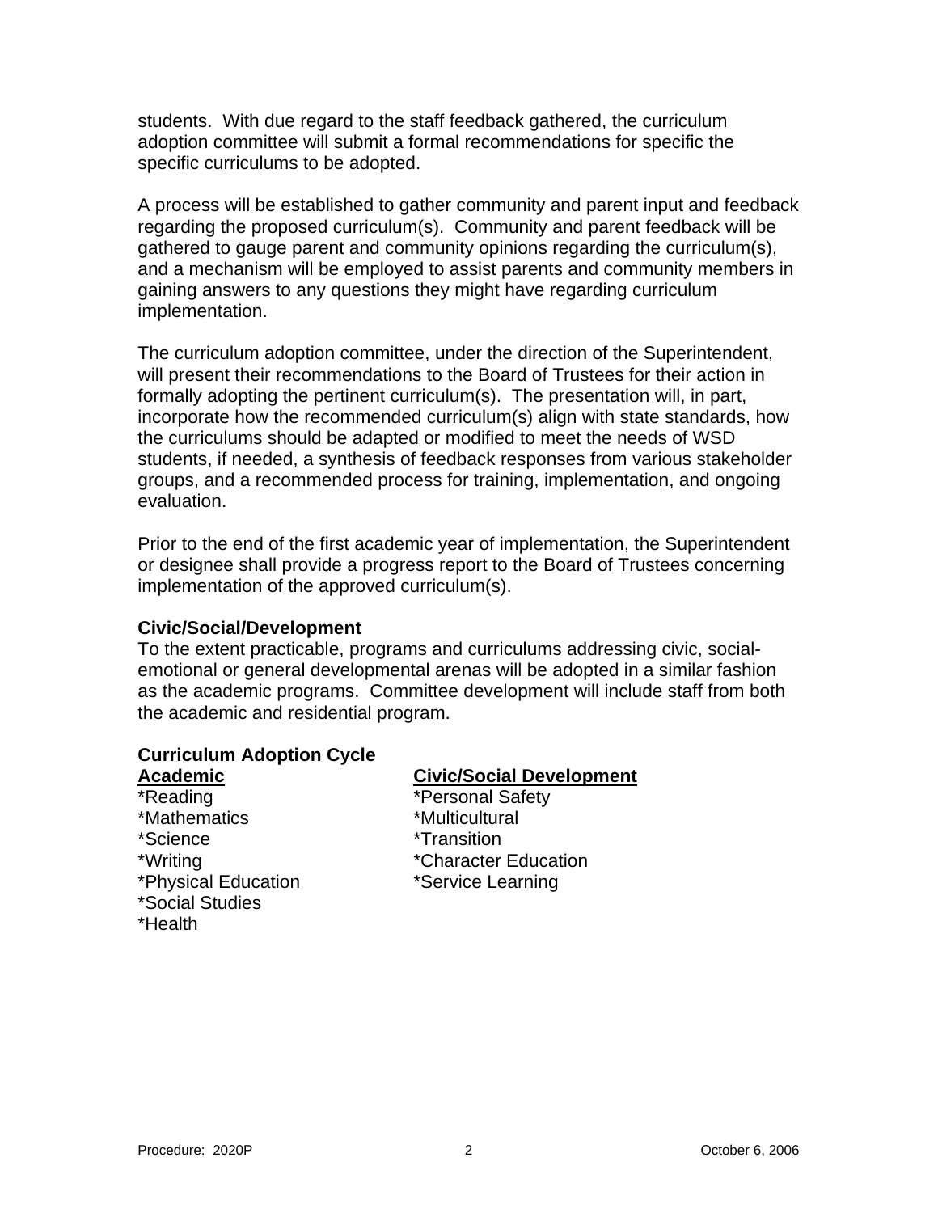students. With due regard to the staff feedback gathered, the curriculum adoption committee will submit a formal recommendations for specific the specific curriculums to be adopted.

A process will be established to gather community and parent input and feedback regarding the proposed curriculum(s). Community and parent feedback will be gathered to gauge parent and community opinions regarding the curriculum(s), and a mechanism will be employed to assist parents and community members in gaining answers to any questions they might have regarding curriculum implementation.

The curriculum adoption committee, under the direction of the Superintendent, will present their recommendations to the Board of Trustees for their action in formally adopting the pertinent curriculum(s). The presentation will, in part, incorporate how the recommended curriculum(s) align with state standards, how the curriculums should be adapted or modified to meet the needs of WSD students, if needed, a synthesis of feedback responses from various stakeholder groups, and a recommended process for training, implementation, and ongoing evaluation.

Prior to the end of the first academic year of implementation, the Superintendent or designee shall provide a progress report to the Board of Trustees concerning implementation of the approved curriculum(s).

**Civic/Social/Development**

To the extent practicable, programs and curriculums addressing civic, social-emotional or general developmental arenas will be adopted in a similar fashion as the academic programs. Committee development will include staff from both the academic and residential program.

**Curriculum Adoption Cycle**

**Academic**

*Reading
*Mathematics
*Science
*Writing
*Physical Education
*Social Studies
*Health

**Civic/Social Development**

*Personal Safety
*Multicultural
*Transition
*Character Education
*Service Learning